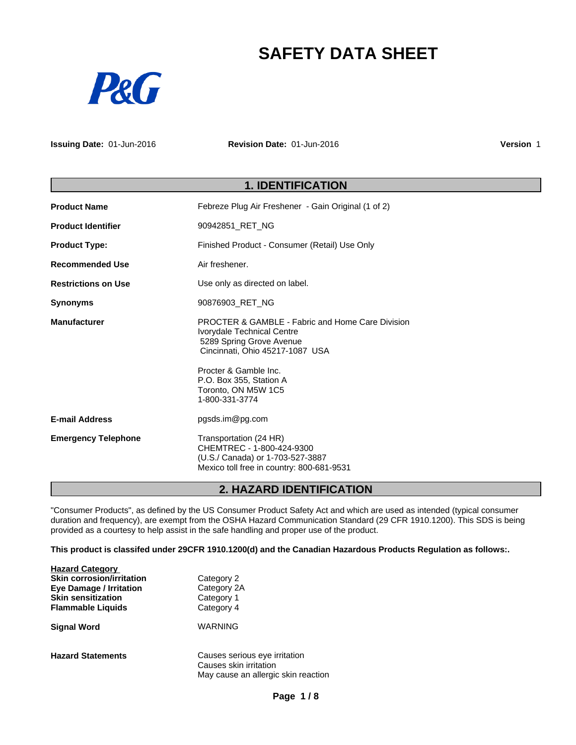# SAFETY DATA SHEET

**Issuing Date:** 01-Jun-2016 **Revision Date:** 01-Jun-2016 **Version** 1

## 1. IDENTIFICATION

| | |
|---|---|
| **Product Name** | Febreze Plug Air Freshener - Gain Original (1 of 2) |
| **Product Identifier** | 90942851_RET_NG |
| **Product Type:** | Finished Product - Consumer (Retail) Use Only |
| **Recommended Use** | Air freshener. |
| **Restrictions on Use** | Use only as directed on label. |
| **Synonyms** | 90876903_RET_NG |
| **Manufacturer** | PROCTER & GAMBLE - Fabric and Home Care Division<br>Ivorydale Technical Centre<br>5289 Spring Grove Avenue<br>Cincinnati, Ohio 45217-1087 USA<br><br>Procter & Gamble Inc.<br>P.O. Box 355, Station A<br>Toronto, ON M5W 1C5<br>1-800-331-3774 |
| **E-mail Address** | pgsds.im@pg.com |
| **Emergency Telephone** | Transportation (24 HR)<br>CHEMTREC - 1-800-424-9300<br>(U.S./ Canada) or 1-703-527-3887<br>Mexico toll free in country: 800-681-9531 |

## 2. HAZARD IDENTIFICATION

"Consumer Products", as defined by the US Consumer Product Safety Act and which are used as intended (typical consumer duration and frequency), are exempt from the OSHA Hazard Communication Standard (29 CFR 1910.1200). This SDS is being provided as a courtesy to help assist in the safe handling and proper use of the product.

**This product is classifed under 29CFR 1910.1200(d) and the Canadian Hazardous Products Regulation as follows:.**

| **Hazard Category** | |
|---|---|
| **Skin corrosion/irritation** | Category 2 |
| **Eye Damage / Irritation** | Category 2A |
| **Skin sensitization** | Category 1 |
| **Flammable Liquids** | Category 4 |

**Signal Word** WARNING

**Hazard Statements**

Causes serious eye irritation
Causes skin irritation
May cause an allergic skin reaction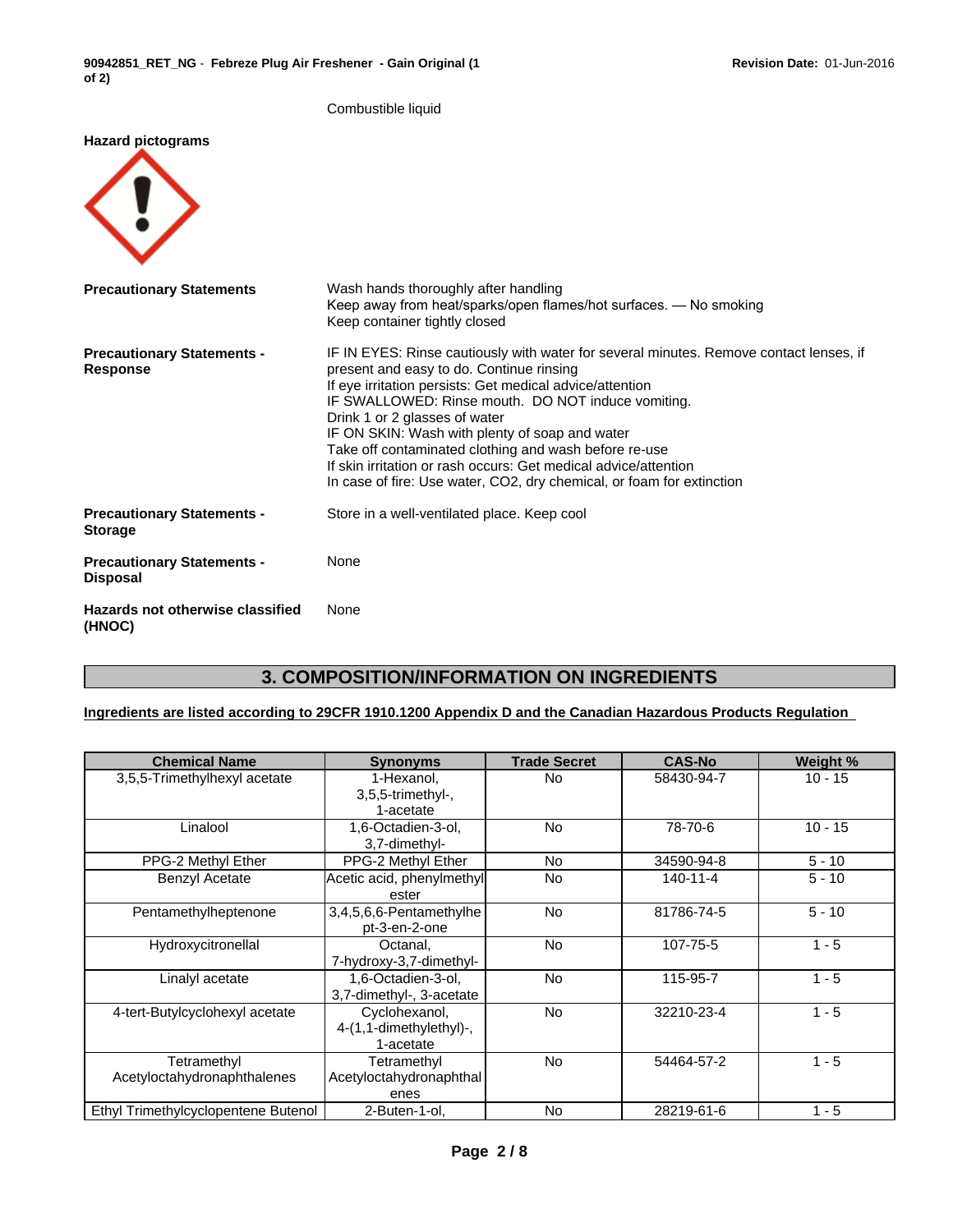Combustible liquid

**Hazard pictograms**

**Precautionary Statements**

Wash hands thoroughly after handling
Keep away from heat/sparks/open flames/hot surfaces. — No smoking
Keep container tightly closed

**Precautionary Statements - Response**

IF IN EYES: Rinse cautiously with water for several minutes. Remove contact lenses, if present and easy to do. Continue rinsing
If eye irritation persists: Get medical advice/attention
IF SWALLOWED: Rinse mouth. DO NOT induce vomiting.
Drink 1 or 2 glasses of water
IF ON SKIN: Wash with plenty of soap and water
Take off contaminated clothing and wash before re-use
If skin irritation or rash occurs: Get medical advice/attention
In case of fire: Use water, $CO_2$, dry chemical, or foam for extinction

**Precautionary Statements - Storage**

Store in a well-ventilated place. Keep cool

**Precautionary Statements - Disposal**

None

**Hazards not otherwise classified (HNOC)**

None

## 3. COMPOSITION/INFORMATION ON INGREDIENTS

**Ingredients are listed according to 29CFR 1910.1200 Appendix D and the Canadian Hazardous Products Regulation**

| Chemical Name | Synonyms | Trade Secret | CAS-No | Weight % |
|---|---|---|---|---|
| 3,5,5-Trimethylhexyl acetate | 1-Hexanol, 3,5,5-trimethyl-, 1-acetate | No | 58430-94-7 | 10 - 15 |
| Linalool | 1,6-Octadien-3-ol, 3,7-dimethyl- | No | 78-70-6 | 10 - 15 |
| PPG-2 Methyl Ether | PPG-2 Methyl Ether | No | 34590-94-8 | 5 - 10 |
| Benzyl Acetate | Acetic acid, phenylmethyl ester | No | 140-11-4 | 5 - 10 |
| Pentamethylheptenone | 3,4,5,6,6-Pentamethylhept-3-en-2-one | No | 81786-74-5 | 5 - 10 |
| Hydroxycitronellal | Octanal, 7-hydroxy-3,7-dimethyl- | No | 107-75-5 | 1 - 5 |
| Linalyl acetate | 1,6-Octadien-3-ol, 3,7-dimethyl-, 3-acetate | No | 115-95-7 | 1 - 5 |
| 4-tert-Butylcyclohexyl acetate | Cyclohexanol, 4-(1,1-dimethylethyl)-, 1-acetate | No | 32210-23-4 | 1 - 5 |
| Tetramethyl Acetyloctahydronaphthalenes | Tetramethyl Acetyloctahydronaphthalenes | No | 54464-57-2 | 1 - 5 |
| Ethyl Trimethylcyclopentene Butenol | 2-Buten-1-ol, | No | 28219-61-6 | 1 - 5 |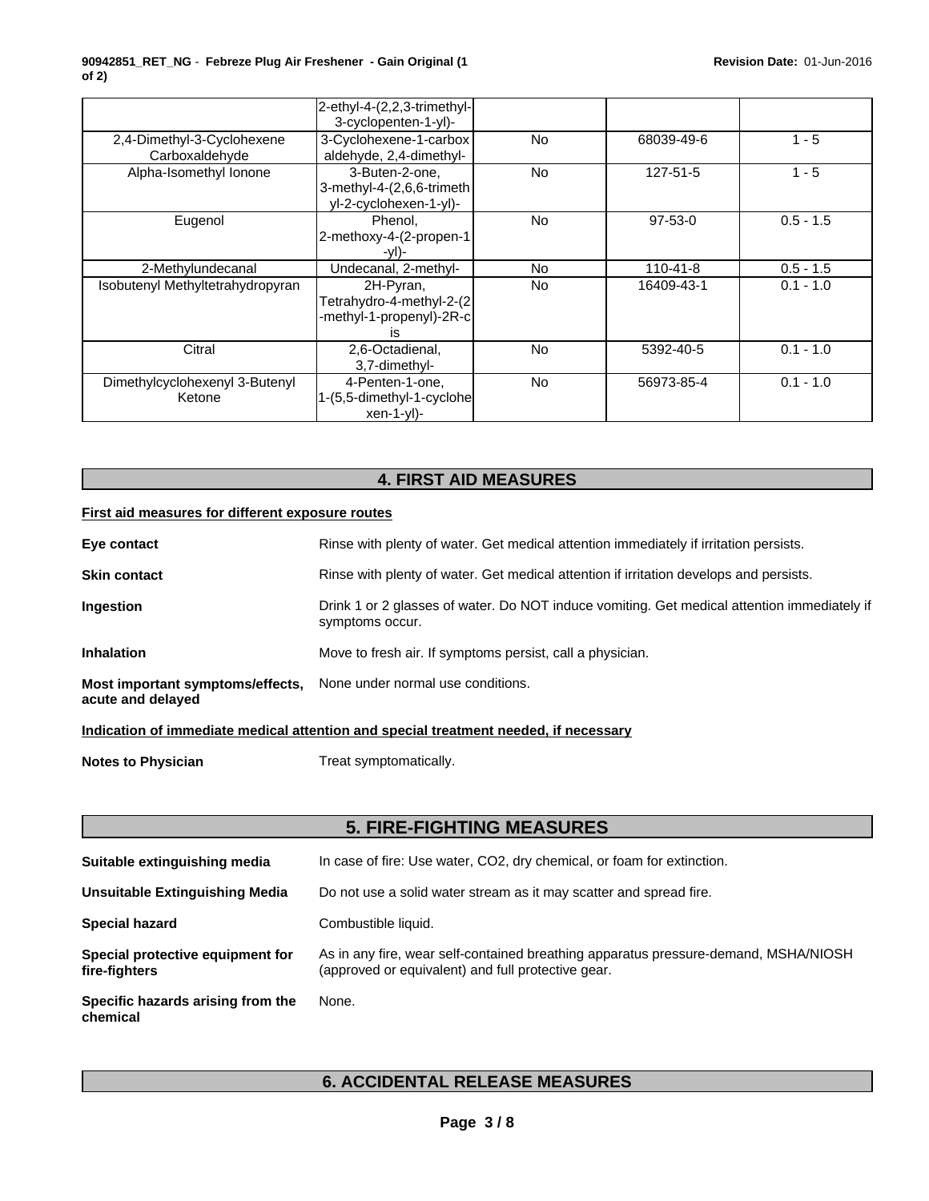| | | | | |
|---|---|---|---|---|
| | 2-ethyl-4-(2,2,3-trimethyl-3-cyclopenten-1-yl)- | | | |
| 2,4-Dimethyl-3-Cyclohexene Carboxaldehyde | 3-Cyclohexene-1-carboxaldehyde, 2,4-dimethyl- | No | 68039-49-6 | 1 - 5 |
| Alpha-Isomethyl Ionone | 3-Buten-2-one, 3-methyl-4-(2,6,6-trimethyl-2-cyclohexen-1-yl)- | No | 127-51-5 | 1 - 5 |
| Eugenol | Phenol, 2-methoxy-4-(2-propen-1-yl)- | No | 97-53-0 | 0.5 - 1.5 |
| 2-Methylundecanal | Undecanal, 2-methyl- | No | 110-41-8 | 0.5 - 1.5 |
| Isobutenyl Methyltetrahydropyran | 2H-Pyran, Tetrahydro-4-methyl-2-(2-methyl-1-propenyl)-2R-cis | No | 16409-43-1 | 0.1 - 1.0 |
| Citral | 2,6-Octadienal, 3,7-dimethyl- | No | 5392-40-5 | 0.1 - 1.0 |
| Dimethylcyclohexenyl 3-Butenyl Ketone | 4-Penten-1-one, 1-(5,5-dimethyl-1-cyclohexen-1-yl)- | No | 56973-85-4 | 0.1 - 1.0 |

## 4. FIRST AID MEASURES

**First aid measures for different exposure routes**

**Eye contact** Rinse with plenty of water. Get medical attention immediately if irritation persists.

**Skin contact** Rinse with plenty of water. Get medical attention if irritation develops and persists.

**Ingestion** Drink 1 or 2 glasses of water. Do NOT induce vomiting. Get medical attention immediately if symptoms occur.

**Inhalation** Move to fresh air. If symptoms persist, call a physician.

**Most important symptoms/effects, acute and delayed** None under normal use conditions.

**Indication of immediate medical attention and special treatment needed, if necessary**

**Notes to Physician** Treat symptomatically.

## 5. FIRE-FIGHTING MEASURES

**Suitable extinguishing media** In case of fire: Use water, CO2, dry chemical, or foam for extinction.

**Unsuitable Extinguishing Media** Do not use a solid water stream as it may scatter and spread fire.

**Special hazard** Combustible liquid.

**Special protective equipment for fire-fighters** As in any fire, wear self-contained breathing apparatus pressure-demand, MSHA/NIOSH (approved or equivalent) and full protective gear.

**Specific hazards arising from the chemical** None.

## 6. ACCIDENTAL RELEASE MEASURES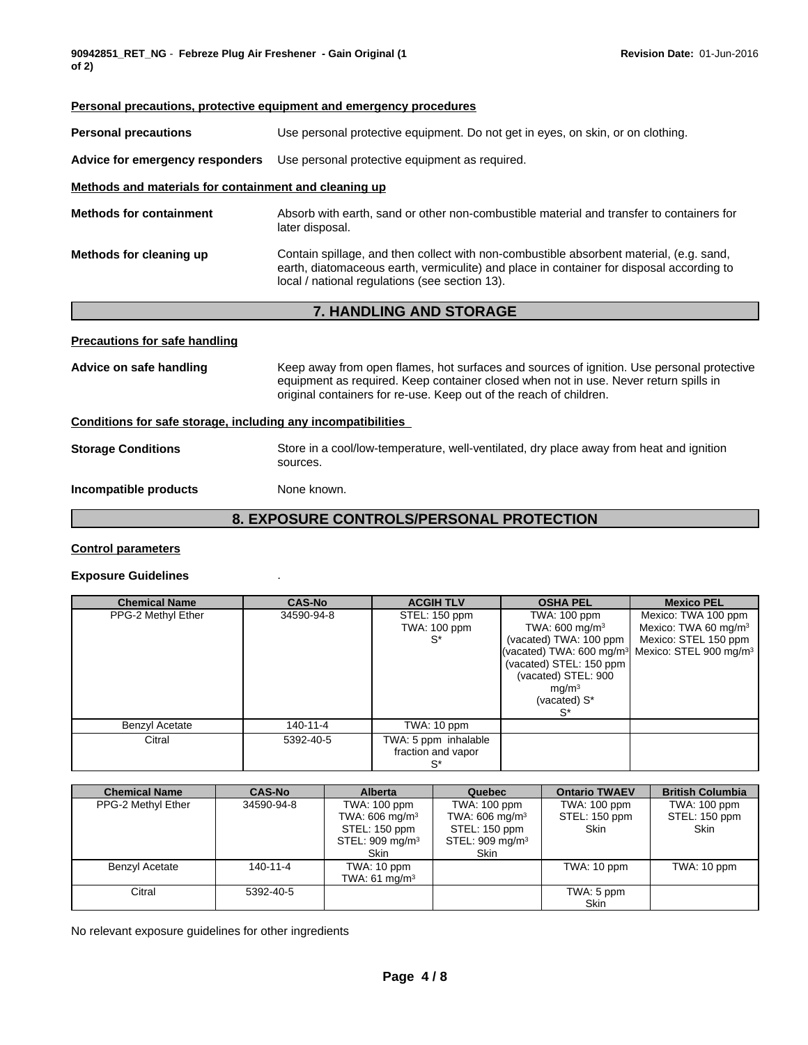#### Personal precautions, protective equipment and emergency procedures

**Personal precautions** Use personal protective equipment. Do not get in eyes, on skin, or on clothing.

**Advice for emergency responders** Use personal protective equipment as required.

#### Methods and materials for containment and cleaning up

**Methods for containment** Absorb with earth, sand or other non-combustible material and transfer to containers for later disposal.

**Methods for cleaning up** Contain spillage, and then collect with non-combustible absorbent material, (e.g. sand, earth, diatomaceous earth, vermiculite) and place in container for disposal according to local / national regulations (see section 13).

## 7. HANDLING AND STORAGE

#### Precautions for safe handling

**Advice on safe handling** Keep away from open flames, hot surfaces and sources of ignition. Use personal protective equipment as required. Keep container closed when not in use. Never return spills in original containers for re-use. Keep out of the reach of children.

#### Conditions for safe storage, including any incompatibilities

**Storage Conditions** Store in a cool/low-temperature, well-ventilated, dry place away from heat and ignition sources.

**Incompatible products** None known.

## 8. EXPOSURE CONTROLS/PERSONAL PROTECTION

#### Control parameters

**Exposure Guidelines** .

| Chemical Name | CAS-No | ACGIH TLV | OSHA PEL | Mexico PEL |
|---|---|---|---|---|
| PPG-2 Methyl Ether | 34590-94-8 | STEL: 150 ppm<br>TWA: 100 ppm<br>S* | TWA: 100 ppm<br>TWA: 600 mg/m³<br>(vacated) TWA: 100 ppm<br>(vacated) TWA: 600 mg/m³<br>(vacated) STEL: 150 ppm<br>(vacated) STEL: 900 mg/m³<br>(vacated) S*<br>S* | Mexico: TWA 100 ppm<br>Mexico: TWA 60 mg/m³<br>Mexico: STEL 150 ppm<br>Mexico: STEL 900 mg/m³ |
| Benzyl Acetate | 140-11-4 | TWA: 10 ppm | | |
| Citral | 5392-40-5 | TWA: 5 ppm inhalable fraction and vapor<br>S* | | |

| Chemical Name | CAS-No | Alberta | Quebec | Ontario TWAEV | British Columbia |
|---|---|---|---|---|---|
| PPG-2 Methyl Ether | 34590-94-8 | TWA: 100 ppm<br>TWA: 606 mg/m³<br>STEL: 150 ppm<br>STEL: 909 mg/m³<br>Skin | TWA: 100 ppm<br>TWA: 606 mg/m³<br>STEL: 150 ppm<br>STEL: 909 mg/m³<br>Skin | TWA: 100 ppm<br>STEL: 150 ppm<br>Skin | TWA: 100 ppm<br>STEL: 150 ppm<br>Skin |
| Benzyl Acetate | 140-11-4 | TWA: 10 ppm<br>TWA: 61 mg/m³ | | TWA: 10 ppm | TWA: 10 ppm |
| Citral | 5392-40-5 | | | TWA: 5 ppm<br>Skin | |

No relevant exposure guidelines for other ingredients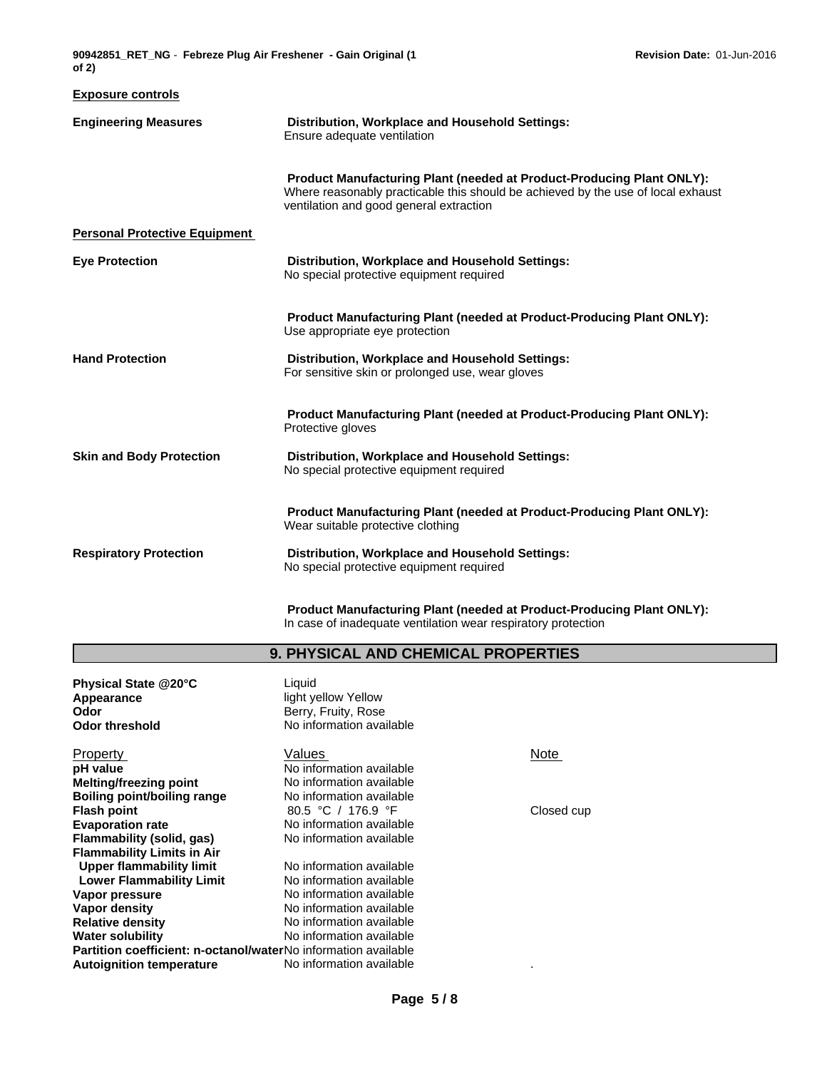**Exposure controls**

**Engineering Measures**

**Distribution, Workplace and Household Settings:**
Ensure adequate ventilation

**Product Manufacturing Plant (needed at Product-Producing Plant ONLY):**
Where reasonably practicable this should be achieved by the use of local exhaust ventilation and good general extraction

**Personal Protective Equipment**

**Eye Protection**

**Distribution, Workplace and Household Settings:**
No special protective equipment required

**Product Manufacturing Plant (needed at Product-Producing Plant ONLY):**
Use appropriate eye protection

**Hand Protection**

**Distribution, Workplace and Household Settings:**
For sensitive skin or prolonged use, wear gloves

**Product Manufacturing Plant (needed at Product-Producing Plant ONLY):**
Protective gloves

**Skin and Body Protection**

**Distribution, Workplace and Household Settings:**
No special protective equipment required

**Product Manufacturing Plant (needed at Product-Producing Plant ONLY):**
Wear suitable protective clothing

**Respiratory Protection**

**Distribution, Workplace and Household Settings:**
No special protective equipment required

**Product Manufacturing Plant (needed at Product-Producing Plant ONLY):**
In case of inadequate ventilation wear respiratory protection

## 9. PHYSICAL AND CHEMICAL PROPERTIES

| | |
|---|---|
| **Physical State @20°C** | Liquid |
| **Appearance** | light yellow Yellow |
| **Odor** | Berry, Fruity, Rose |
| **Odor threshold** | No information available |

| Property | Values | Note |
|---|---|---|
| **pH value** | No information available | |
| **Melting/freezing point** | No information available | |
| **Boiling point/boiling range** | No information available | |
| **Flash point** | 80.5 °C / 176.9 °F | Closed cup |
| **Evaporation rate** | No information available | |
| **Flammability (solid, gas)** | No information available | |
| **Flammability Limits in Air** | | |
| **Upper flammability limit** | No information available | |
| **Lower Flammability Limit** | No information available | |
| **Vapor pressure** | No information available | |
| **Vapor density** | No information available | |
| **Relative density** | No information available | |
| **Water solubility** | No information available | |
| **Partition coefficient: n-octanol/water** | No information available | |
| **Autoignition temperature** | No information available | . |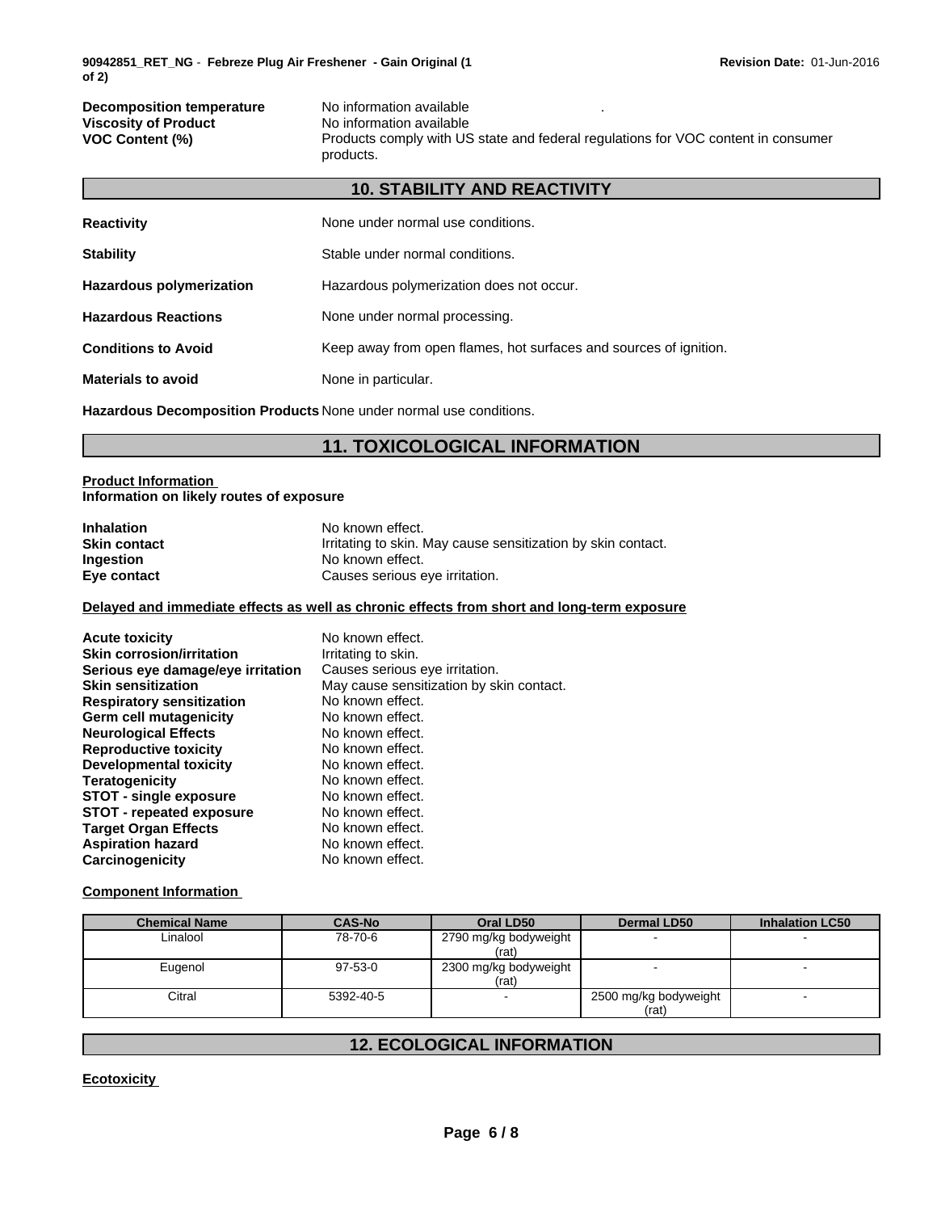**Decomposition temperature** No information available .
**Viscosity of Product** No information available
**VOC Content (%)** Products comply with US state and federal regulations for VOC content in consumer products.

## 10. STABILITY AND REACTIVITY

**Reactivity** None under normal use conditions.

**Stability** Stable under normal conditions.

**Hazardous polymerization** Hazardous polymerization does not occur.

**Hazardous Reactions** None under normal processing.

**Conditions to Avoid** Keep away from open flames, hot surfaces and sources of ignition.

**Materials to avoid** None in particular.

**Hazardous Decomposition Products** None under normal use conditions.

## 11. TOXICOLOGICAL INFORMATION

**Product Information**
**Information on likely routes of exposure**

**Inhalation** No known effect.
**Skin contact** Irritating to skin. May cause sensitization by skin contact.
**Ingestion** No known effect.
**Eye contact** Causes serious eye irritation.

**Delayed and immediate effects as well as chronic effects from short and long-term exposure**

**Acute toxicity** No known effect.
**Skin corrosion/irritation** Irritating to skin.
**Serious eye damage/eye irritation** Causes serious eye irritation.
**Skin sensitization** May cause sensitization by skin contact.
**Respiratory sensitization** No known effect.
**Germ cell mutagenicity** No known effect.
**Neurological Effects** No known effect.
**Reproductive toxicity** No known effect.
**Developmental toxicity** No known effect.
**Teratogenicity** No known effect.
**STOT - single exposure** No known effect.
**STOT - repeated exposure** No known effect.
**Target Organ Effects** No known effect.
**Aspiration hazard** No known effect.
**Carcinogenicity** No known effect.

**Component Information**

| Chemical Name | CAS-No | Oral LD50 | Dermal LD50 | Inhalation LC50 |
|---|---|---|---|---|
| Linalool | 78-70-6 | 2790 mg/kg bodyweight (rat) | - | - |
| Eugenol | 97-53-0 | 2300 mg/kg bodyweight (rat) | - | - |
| Citral | 5392-40-5 | - | 2500 mg/kg bodyweight (rat) | - |

## 12. ECOLOGICAL INFORMATION

**Ecotoxicity**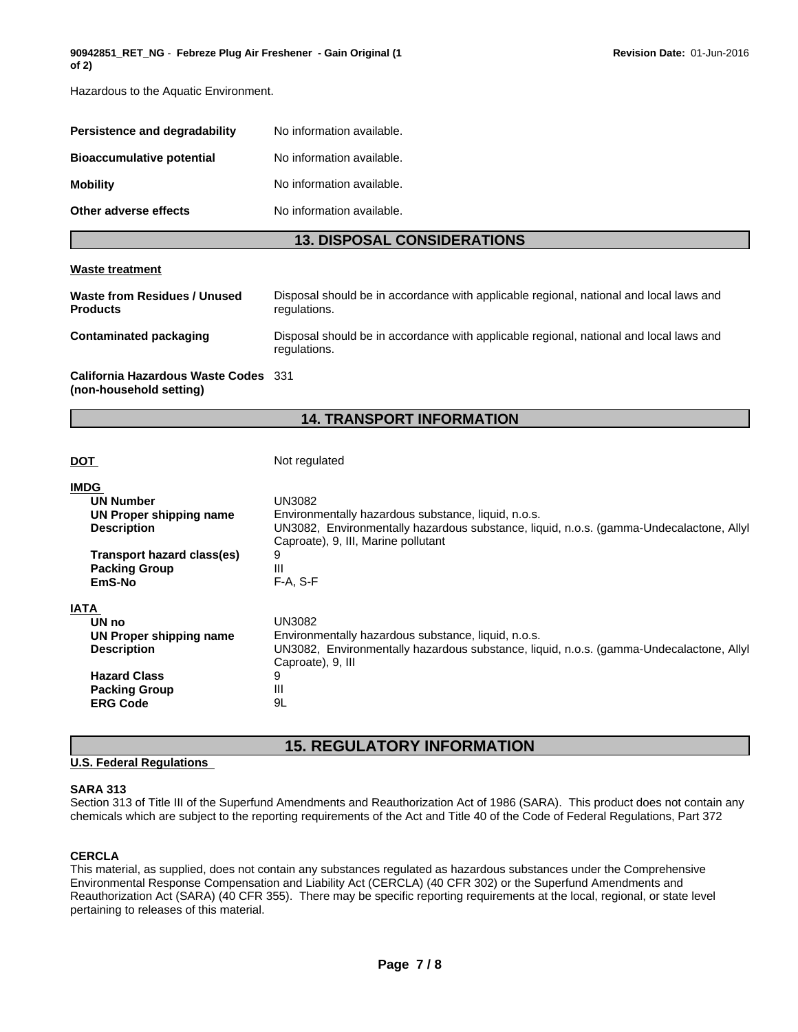Hazardous to the Aquatic Environment.

| | |
|---|---|
| **Persistence and degradability** | No information available. |
| **Bioaccumulative potential** | No information available. |
| **Mobility** | No information available. |
| **Other adverse effects** | No information available. |

## 13. DISPOSAL CONSIDERATIONS

**Waste treatment**

| | |
|---|---|
| **Waste from Residues / Unused Products** | Disposal should be in accordance with applicable regional, national and local laws and regulations. |
| **Contaminated packaging** | Disposal should be in accordance with applicable regional, national and local laws and regulations. |
| **California Hazardous Waste Codes (non-household setting)** | 331 |

## 14. TRANSPORT INFORMATION

| | |
|---|---|
| **DOT** | Not regulated |

**IMDG**

| | |
|---|---|
| **UN Number** | UN3082 |
| **UN Proper shipping name** | Environmentally hazardous substance, liquid, n.o.s. |
| **Description** | UN3082, Environmentally hazardous substance, liquid, n.o.s. (gamma-Undecalactone, Allyl Caproate), 9, III, Marine pollutant |
| **Transport hazard class(es)** | 9 |
| **Packing Group** | III |
| **EmS-No** | F-A, S-F |

**IATA**

| | |
|---|---|
| **UN no** | UN3082 |
| **UN Proper shipping name** | Environmentally hazardous substance, liquid, n.o.s. |
| **Description** | UN3082, Environmentally hazardous substance, liquid, n.o.s. (gamma-Undecalactone, Allyl Caproate), 9, III |
| **Hazard Class** | 9 |
| **Packing Group** | III |
| **ERG Code** | 9L |

## 15. REGULATORY INFORMATION

**U.S. Federal Regulations**

**SARA 313**

Section 313 of Title III of the Superfund Amendments and Reauthorization Act of 1986 (SARA). This product does not contain any chemicals which are subject to the reporting requirements of the Act and Title 40 of the Code of Federal Regulations, Part 372

**CERCLA**

This material, as supplied, does not contain any substances regulated as hazardous substances under the Comprehensive Environmental Response Compensation and Liability Act (CERCLA) (40 CFR 302) or the Superfund Amendments and Reauthorization Act (SARA) (40 CFR 355). There may be specific reporting requirements at the local, regional, or state level pertaining to releases of this material.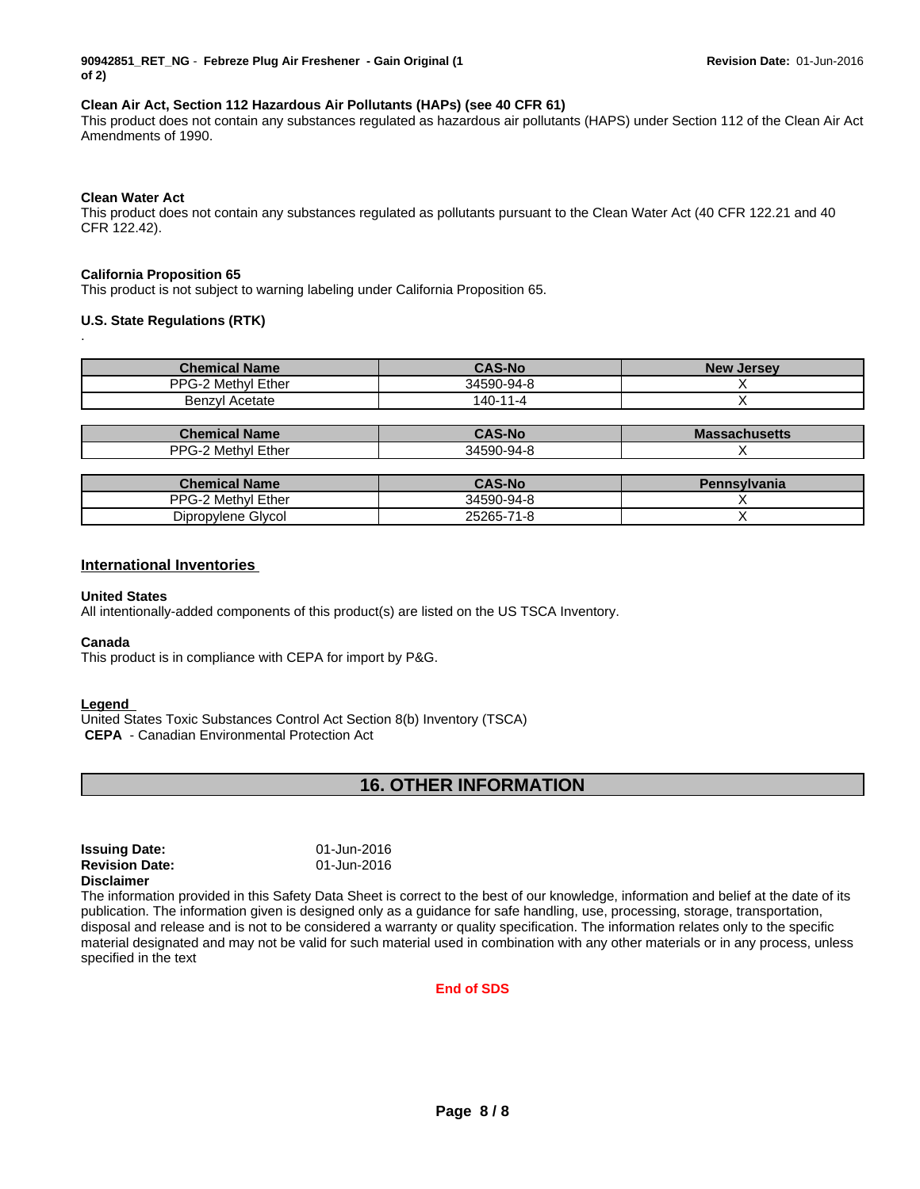**Clean Air Act, Section 112 Hazardous Air Pollutants (HAPs) (see 40 CFR 61)**
This product does not contain any substances regulated as hazardous air pollutants (HAPS) under Section 112 of the Clean Air Act Amendments of 1990.

**Clean Water Act**
This product does not contain any substances regulated as pollutants pursuant to the Clean Water Act (40 CFR 122.21 and 40 CFR 122.42).

**California Proposition 65**
This product is not subject to warning labeling under California Proposition 65.

**U.S. State Regulations (RTK)**
.

| Chemical Name | CAS-No | New Jersey |
|---|---|---|
| PPG-2 Methyl Ether | 34590-94-8 | X |
| Benzyl Acetate | 140-11-4 | X |

| Chemical Name | CAS-No | Massachusetts |
|---|---|---|
| PPG-2 Methyl Ether | 34590-94-8 | X |

| Chemical Name | CAS-No | Pennsylvania |
|---|---|---|
| PPG-2 Methyl Ether | 34590-94-8 | X |
| Dipropylene Glycol | 25265-71-8 | X |

**International Inventories**

**United States**
All intentionally-added components of this product(s) are listed on the US TSCA Inventory.

**Canada**
This product is in compliance with CEPA for import by P&G.

**Legend**
United States Toxic Substances Control Act Section 8(b) Inventory (TSCA)
**CEPA** - Canadian Environmental Protection Act

## 16. OTHER INFORMATION

**Issuing Date:** 01-Jun-2016
**Revision Date:** 01-Jun-2016
**Disclaimer**
The information provided in this Safety Data Sheet is correct to the best of our knowledge, information and belief at the date of its publication. The information given is designed only as a guidance for safe handling, use, processing, storage, transportation, disposal and release and is not to be considered a warranty or quality specification. The information relates only to the specific material designated and may not be valid for such material used in combination with any other materials or in any process, unless specified in the text

**End of SDS**